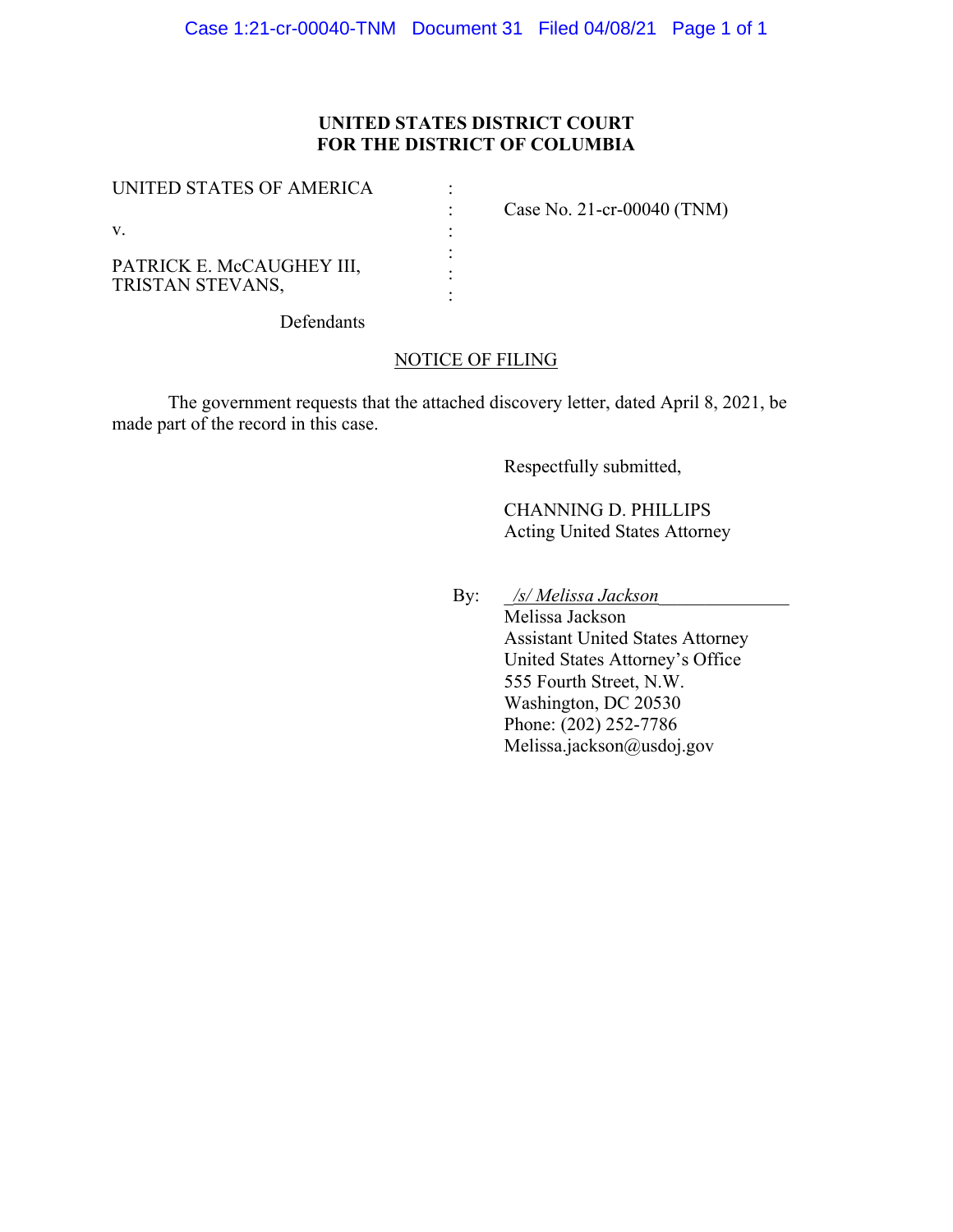**UNITED STATES DISTRICT COURT**
**FOR THE DISTRICT OF COLUMBIA**

| | | |
|---|---|---|
| UNITED STATES OF AMERICA | : | |
| | : | Case No. 21-cr-00040 (TNM) |
| v. | : | |
| | : | |
| PATRICK E. McCAUGHEY III, | : | |
| TRISTAN STEVANS, | : | |
| | : | |
| Defendants | | |

NOTICE OF FILING

The government requests that the attached discovery letter, dated April 8, 2021, be made part of the record in this case.

Respectfully submitted,

CHANNING D. PHILLIPS
Acting United States Attorney

By: _/s/ Melissa Jackson_
Melissa Jackson
Assistant United States Attorney
United States Attorney's Office
555 Fourth Street, N.W.
Washington, DC 20530
Phone: (202) 252-7786
Melissa.jackson@usdoj.gov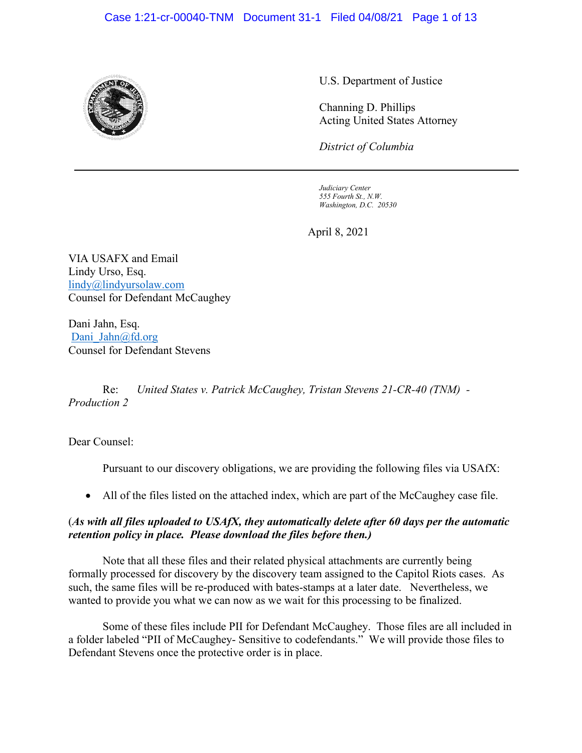U.S. Department of Justice

Channing D. Phillips
Acting United States Attorney

*District of Columbia*

*Judiciary Center*
*555 Fourth St., N.W.*
*Washington, D.C. 20530*

April 8, 2021

VIA USAFX and Email
Lindy Urso, Esq.
lindy@lindyursolaw.com
Counsel for Defendant McCaughey

Dani Jahn, Esq.
Dani_Jahn@fd.org
Counsel for Defendant Stevens

Re: *United States v. Patrick McCaughey, Tristan Stevens 21-CR-40 (TNM) - Production 2*

Dear Counsel:

Pursuant to our discovery obligations, we are providing the following files via USAfX:

- All of the files listed on the attached index, which are part of the McCaughey case file.

(***As with all files uploaded to USAfX, they automatically delete after 60 days per the automatic retention policy in place. Please download the files before then.)***

Note that all these files and their related physical attachments are currently being formally processed for discovery by the discovery team assigned to the Capitol Riots cases. As such, the same files will be re-produced with bates-stamps at a later date. Nevertheless, we wanted to provide you what we can now as we wait for this processing to be finalized.

Some of these files include PII for Defendant McCaughey. Those files are all included in a folder labeled "PII of McCaughey- Sensitive to codefendants." We will provide those files to Defendant Stevens once the protective order is in place.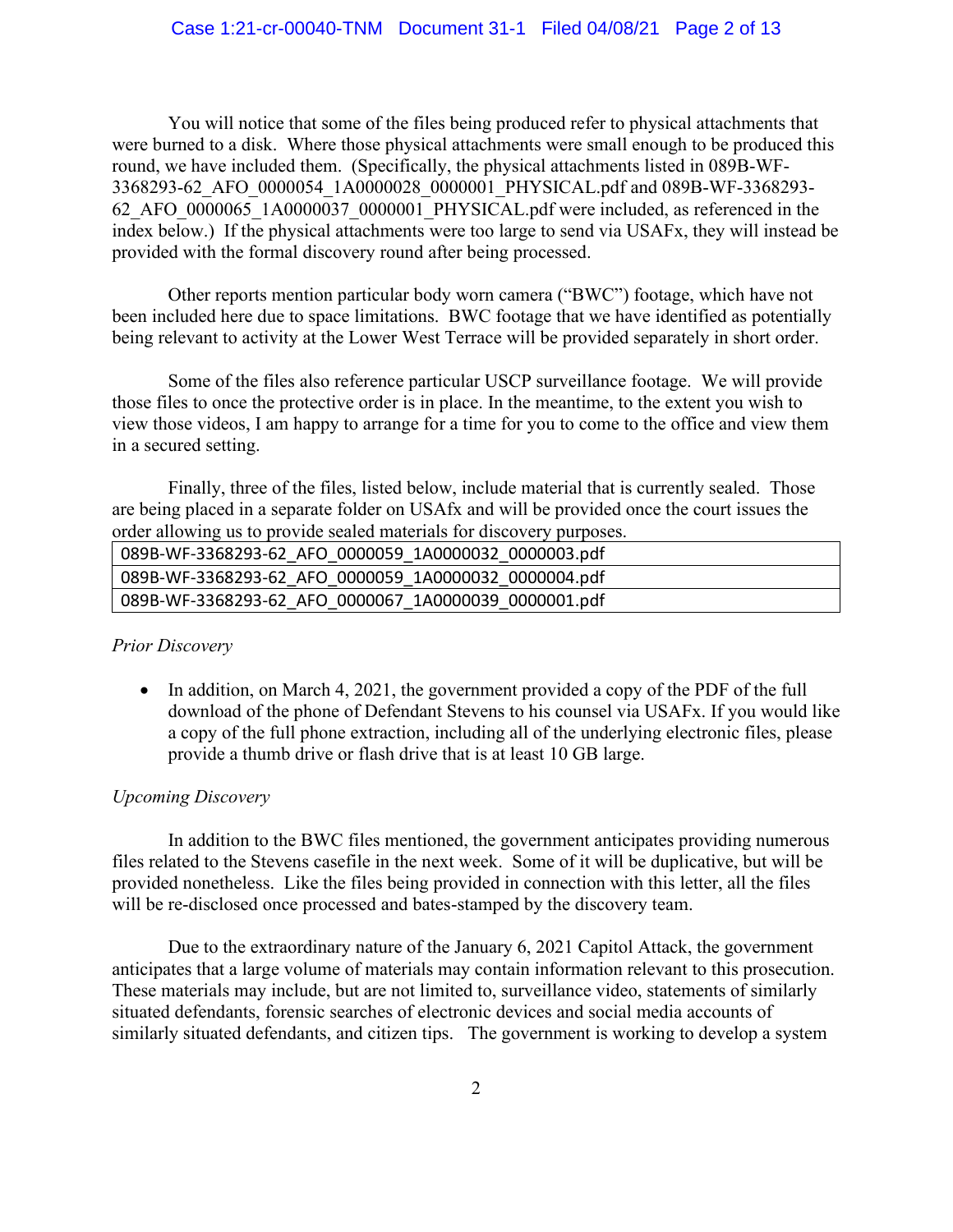You will notice that some of the files being produced refer to physical attachments that were burned to a disk. Where those physical attachments were small enough to be produced this round, we have included them. (Specifically, the physical attachments listed in 089B-WF-3368293-62_AFO_0000054_1A0000028_0000001_PHYSICAL.pdf and 089B-WF-3368293-62_AFO_0000065_1A0000037_0000001_PHYSICAL.pdf were included, as referenced in the index below.) If the physical attachments were too large to send via USAFx, they will instead be provided with the formal discovery round after being processed.

Other reports mention particular body worn camera ("BWC") footage, which have not been included here due to space limitations. BWC footage that we have identified as potentially being relevant to activity at the Lower West Terrace will be provided separately in short order.

Some of the files also reference particular USCP surveillance footage. We will provide those files to once the protective order is in place. In the meantime, to the extent you wish to view those videos, I am happy to arrange for a time for you to come to the office and view them in a secured setting.

Finally, three of the files, listed below, include material that is currently sealed. Those are being placed in a separate folder on USAfx and will be provided once the court issues the order allowing us to provide sealed materials for discovery purposes.

| 089B-WF-3368293-62_AFO_0000059_1A0000032_0000003.pdf |
|---|
| 089B-WF-3368293-62_AFO_0000059_1A0000032_0000004.pdf |
| 089B-WF-3368293-62_AFO_0000067_1A0000039_0000001.pdf |

*Prior Discovery*

- In addition, on March 4, 2021, the government provided a copy of the PDF of the full download of the phone of Defendant Stevens to his counsel via USAFx. If you would like a copy of the full phone extraction, including all of the underlying electronic files, please provide a thumb drive or flash drive that is at least 10 GB large.

*Upcoming Discovery*

In addition to the BWC files mentioned, the government anticipates providing numerous files related to the Stevens casefile in the next week. Some of it will be duplicative, but will be provided nonetheless. Like the files being provided in connection with this letter, all the files will be re-disclosed once processed and bates-stamped by the discovery team.

Due to the extraordinary nature of the January 6, 2021 Capitol Attack, the government anticipates that a large volume of materials may contain information relevant to this prosecution. These materials may include, but are not limited to, surveillance video, statements of similarly situated defendants, forensic searches of electronic devices and social media accounts of similarly situated defendants, and citizen tips. The government is working to develop a system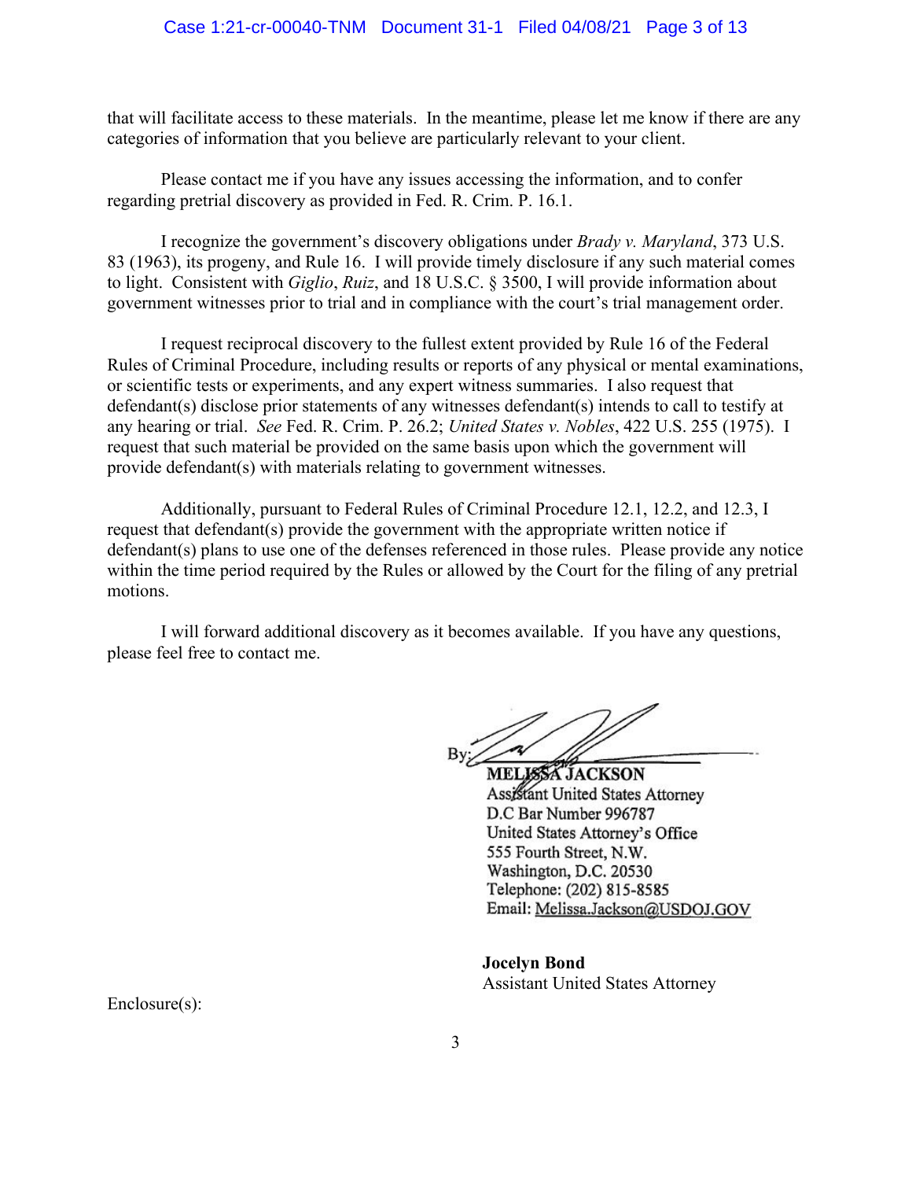that will facilitate access to these materials. In the meantime, please let me know if there are any categories of information that you believe are particularly relevant to your client.

Please contact me if you have any issues accessing the information, and to confer regarding pretrial discovery as provided in Fed. R. Crim. P. 16.1.

I recognize the government's discovery obligations under *Brady v. Maryland*, 373 U.S. 83 (1963), its progeny, and Rule 16. I will provide timely disclosure if any such material comes to light. Consistent with *Giglio*, *Ruiz*, and 18 U.S.C. § 3500, I will provide information about government witnesses prior to trial and in compliance with the court's trial management order.

I request reciprocal discovery to the fullest extent provided by Rule 16 of the Federal Rules of Criminal Procedure, including results or reports of any physical or mental examinations, or scientific tests or experiments, and any expert witness summaries. I also request that defendant(s) disclose prior statements of any witnesses defendant(s) intends to call to testify at any hearing or trial. *See* Fed. R. Crim. P. 26.2; *United States v. Nobles*, 422 U.S. 255 (1975). I request that such material be provided on the same basis upon which the government will provide defendant(s) with materials relating to government witnesses.

Additionally, pursuant to Federal Rules of Criminal Procedure 12.1, 12.2, and 12.3, I request that defendant(s) provide the government with the appropriate written notice if defendant(s) plans to use one of the defenses referenced in those rules. Please provide any notice within the time period required by the Rules or allowed by the Court for the filing of any pretrial motions.

I will forward additional discovery as it becomes available. If you have any questions, please feel free to contact me.

By: ______________________
**MELISSA JACKSON**
Assistant United States Attorney
D.C Bar Number 996787
United States Attorney's Office
555 Fourth Street, N.W.
Washington, D.C. 20530
Telephone: (202) 815-8585
Email: Melissa.Jackson@USDOJ.GOV

**Jocelyn Bond**
Assistant United States Attorney

Enclosure(s):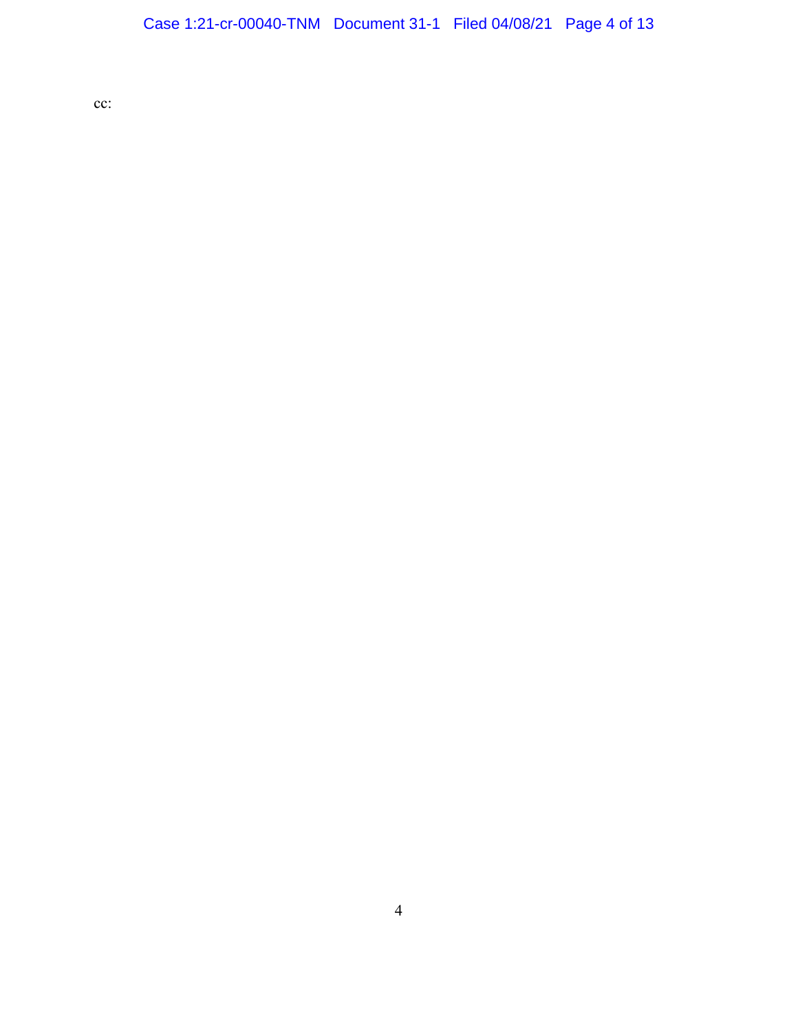cc: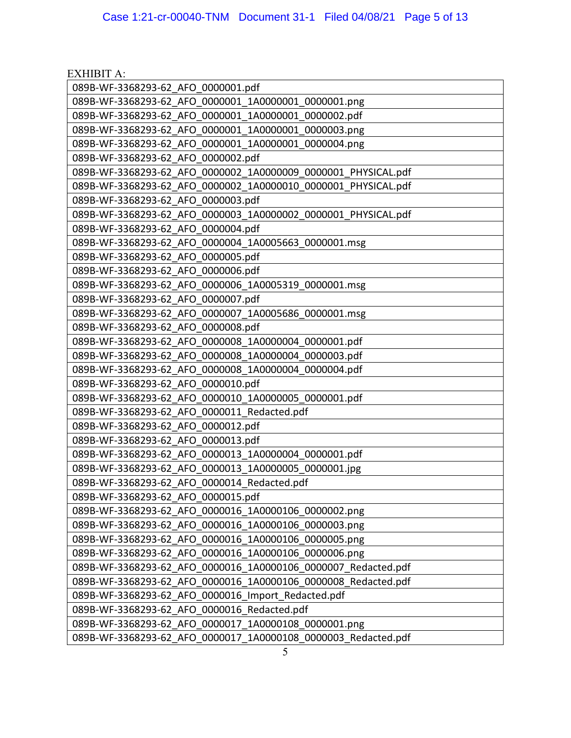EXHIBIT A:

| |
|---|
| 089B-WF-3368293-62_AFO_0000001.pdf |
| 089B-WF-3368293-62_AFO_0000001_1A0000001_0000001.png |
| 089B-WF-3368293-62_AFO_0000001_1A0000001_0000002.pdf |
| 089B-WF-3368293-62_AFO_0000001_1A0000001_0000003.png |
| 089B-WF-3368293-62_AFO_0000001_1A0000001_0000004.png |
| 089B-WF-3368293-62_AFO_0000002.pdf |
| 089B-WF-3368293-62_AFO_0000002_1A0000009_0000001_PHYSICAL.pdf |
| 089B-WF-3368293-62_AFO_0000002_1A0000010_0000001_PHYSICAL.pdf |
| 089B-WF-3368293-62_AFO_0000003.pdf |
| 089B-WF-3368293-62_AFO_0000003_1A0000002_0000001_PHYSICAL.pdf |
| 089B-WF-3368293-62_AFO_0000004.pdf |
| 089B-WF-3368293-62_AFO_0000004_1A0005663_0000001.msg |
| 089B-WF-3368293-62_AFO_0000005.pdf |
| 089B-WF-3368293-62_AFO_0000006.pdf |
| 089B-WF-3368293-62_AFO_0000006_1A0005319_0000001.msg |
| 089B-WF-3368293-62_AFO_0000007.pdf |
| 089B-WF-3368293-62_AFO_0000007_1A0005686_0000001.msg |
| 089B-WF-3368293-62_AFO_0000008.pdf |
| 089B-WF-3368293-62_AFO_0000008_1A0000004_0000001.pdf |
| 089B-WF-3368293-62_AFO_0000008_1A0000004_0000003.pdf |
| 089B-WF-3368293-62_AFO_0000008_1A0000004_0000004.pdf |
| 089B-WF-3368293-62_AFO_0000010.pdf |
| 089B-WF-3368293-62_AFO_0000010_1A0000005_0000001.pdf |
| 089B-WF-3368293-62_AFO_0000011_Redacted.pdf |
| 089B-WF-3368293-62_AFO_0000012.pdf |
| 089B-WF-3368293-62_AFO_0000013.pdf |
| 089B-WF-3368293-62_AFO_0000013_1A0000004_0000001.pdf |
| 089B-WF-3368293-62_AFO_0000013_1A0000005_0000001.jpg |
| 089B-WF-3368293-62_AFO_0000014_Redacted.pdf |
| 089B-WF-3368293-62_AFO_0000015.pdf |
| 089B-WF-3368293-62_AFO_0000016_1A0000106_0000002.png |
| 089B-WF-3368293-62_AFO_0000016_1A0000106_0000003.png |
| 089B-WF-3368293-62_AFO_0000016_1A0000106_0000005.png |
| 089B-WF-3368293-62_AFO_0000016_1A0000106_0000006.png |
| 089B-WF-3368293-62_AFO_0000016_1A0000106_0000007_Redacted.pdf |
| 089B-WF-3368293-62_AFO_0000016_1A0000106_0000008_Redacted.pdf |
| 089B-WF-3368293-62_AFO_0000016_Import_Redacted.pdf |
| 089B-WF-3368293-62_AFO_0000016_Redacted.pdf |
| 089B-WF-3368293-62_AFO_0000017_1A0000108_0000001.png |
| 089B-WF-3368293-62_AFO_0000017_1A0000108_0000003_Redacted.pdf |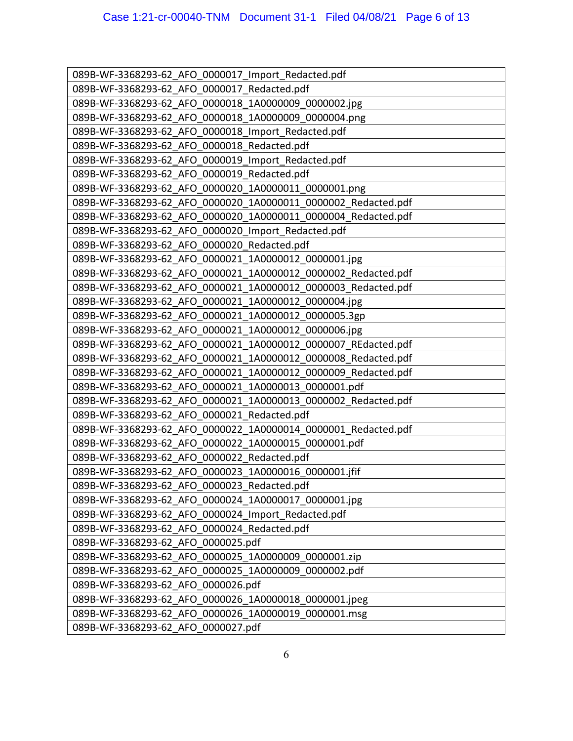| 089B-WF-3368293-62_AFO_0000017_Import_Redacted.pdf |
|---|
| 089B-WF-3368293-62_AFO_0000017_Redacted.pdf |
| 089B-WF-3368293-62_AFO_0000018_1A0000009_0000002.jpg |
| 089B-WF-3368293-62_AFO_0000018_1A0000009_0000004.png |
| 089B-WF-3368293-62_AFO_0000018_Import_Redacted.pdf |
| 089B-WF-3368293-62_AFO_0000018_Redacted.pdf |
| 089B-WF-3368293-62_AFO_0000019_Import_Redacted.pdf |
| 089B-WF-3368293-62_AFO_0000019_Redacted.pdf |
| 089B-WF-3368293-62_AFO_0000020_1A0000011_0000001.png |
| 089B-WF-3368293-62_AFO_0000020_1A0000011_0000002_Redacted.pdf |
| 089B-WF-3368293-62_AFO_0000020_1A0000011_0000004_Redacted.pdf |
| 089B-WF-3368293-62_AFO_0000020_Import_Redacted.pdf |
| 089B-WF-3368293-62_AFO_0000020_Redacted.pdf |
| 089B-WF-3368293-62_AFO_0000021_1A0000012_0000001.jpg |
| 089B-WF-3368293-62_AFO_0000021_1A0000012_0000002_Redacted.pdf |
| 089B-WF-3368293-62_AFO_0000021_1A0000012_0000003_Redacted.pdf |
| 089B-WF-3368293-62_AFO_0000021_1A0000012_0000004.jpg |
| 089B-WF-3368293-62_AFO_0000021_1A0000012_0000005.3gp |
| 089B-WF-3368293-62_AFO_0000021_1A0000012_0000006.jpg |
| 089B-WF-3368293-62_AFO_0000021_1A0000012_0000007_REdacted.pdf |
| 089B-WF-3368293-62_AFO_0000021_1A0000012_0000008_Redacted.pdf |
| 089B-WF-3368293-62_AFO_0000021_1A0000012_0000009_Redacted.pdf |
| 089B-WF-3368293-62_AFO_0000021_1A0000013_0000001.pdf |
| 089B-WF-3368293-62_AFO_0000021_1A0000013_0000002_Redacted.pdf |
| 089B-WF-3368293-62_AFO_0000021_Redacted.pdf |
| 089B-WF-3368293-62_AFO_0000022_1A0000014_0000001_Redacted.pdf |
| 089B-WF-3368293-62_AFO_0000022_1A0000015_0000001.pdf |
| 089B-WF-3368293-62_AFO_0000022_Redacted.pdf |
| 089B-WF-3368293-62_AFO_0000023_1A0000016_0000001.jfif |
| 089B-WF-3368293-62_AFO_0000023_Redacted.pdf |
| 089B-WF-3368293-62_AFO_0000024_1A0000017_0000001.jpg |
| 089B-WF-3368293-62_AFO_0000024_Import_Redacted.pdf |
| 089B-WF-3368293-62_AFO_0000024_Redacted.pdf |
| 089B-WF-3368293-62_AFO_0000025.pdf |
| 089B-WF-3368293-62_AFO_0000025_1A0000009_0000001.zip |
| 089B-WF-3368293-62_AFO_0000025_1A0000009_0000002.pdf |
| 089B-WF-3368293-62_AFO_0000026.pdf |
| 089B-WF-3368293-62_AFO_0000026_1A0000018_0000001.jpeg |
| 089B-WF-3368293-62_AFO_0000026_1A0000019_0000001.msg |
| 089B-WF-3368293-62_AFO_0000027.pdf |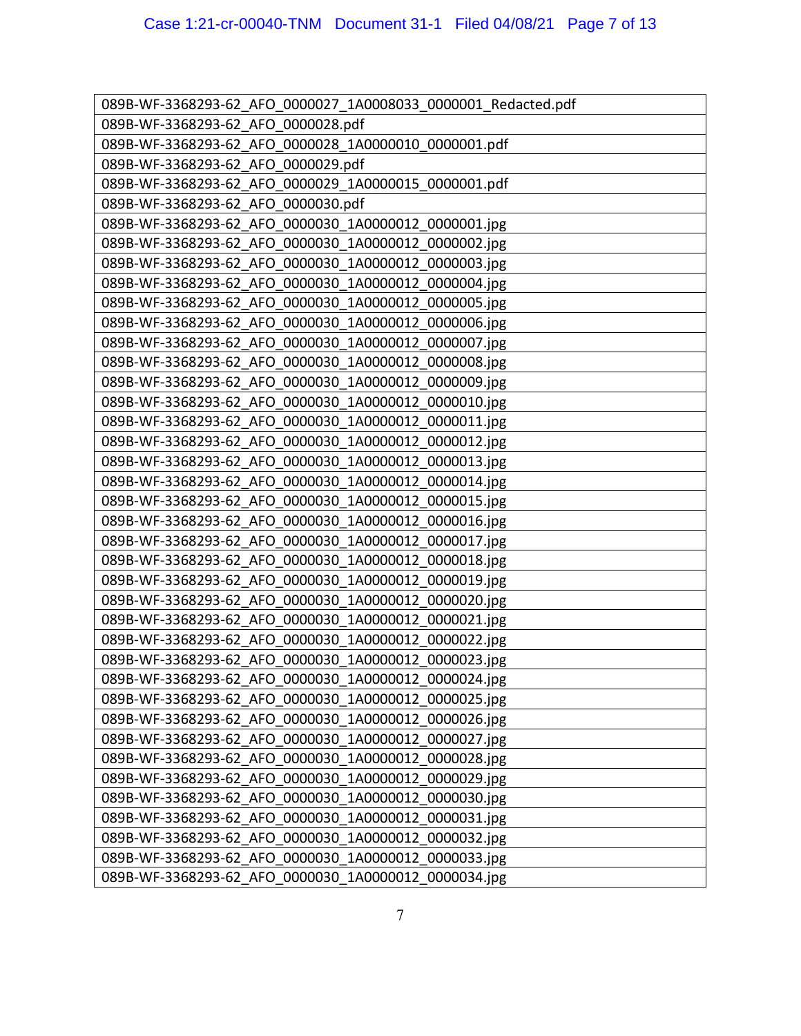| 089B-WF-3368293-62_AFO_0000027_1A0008033_0000001_Redacted.pdf |
|---|
| 089B-WF-3368293-62_AFO_0000028.pdf |
| 089B-WF-3368293-62_AFO_0000028_1A0000010_0000001.pdf |
| 089B-WF-3368293-62_AFO_0000029.pdf |
| 089B-WF-3368293-62_AFO_0000029_1A0000015_0000001.pdf |
| 089B-WF-3368293-62_AFO_0000030.pdf |
| 089B-WF-3368293-62_AFO_0000030_1A0000012_0000001.jpg |
| 089B-WF-3368293-62_AFO_0000030_1A0000012_0000002.jpg |
| 089B-WF-3368293-62_AFO_0000030_1A0000012_0000003.jpg |
| 089B-WF-3368293-62_AFO_0000030_1A0000012_0000004.jpg |
| 089B-WF-3368293-62_AFO_0000030_1A0000012_0000005.jpg |
| 089B-WF-3368293-62_AFO_0000030_1A0000012_0000006.jpg |
| 089B-WF-3368293-62_AFO_0000030_1A0000012_0000007.jpg |
| 089B-WF-3368293-62_AFO_0000030_1A0000012_0000008.jpg |
| 089B-WF-3368293-62_AFO_0000030_1A0000012_0000009.jpg |
| 089B-WF-3368293-62_AFO_0000030_1A0000012_0000010.jpg |
| 089B-WF-3368293-62_AFO_0000030_1A0000012_0000011.jpg |
| 089B-WF-3368293-62_AFO_0000030_1A0000012_0000012.jpg |
| 089B-WF-3368293-62_AFO_0000030_1A0000012_0000013.jpg |
| 089B-WF-3368293-62_AFO_0000030_1A0000012_0000014.jpg |
| 089B-WF-3368293-62_AFO_0000030_1A0000012_0000015.jpg |
| 089B-WF-3368293-62_AFO_0000030_1A0000012_0000016.jpg |
| 089B-WF-3368293-62_AFO_0000030_1A0000012_0000017.jpg |
| 089B-WF-3368293-62_AFO_0000030_1A0000012_0000018.jpg |
| 089B-WF-3368293-62_AFO_0000030_1A0000012_0000019.jpg |
| 089B-WF-3368293-62_AFO_0000030_1A0000012_0000020.jpg |
| 089B-WF-3368293-62_AFO_0000030_1A0000012_0000021.jpg |
| 089B-WF-3368293-62_AFO_0000030_1A0000012_0000022.jpg |
| 089B-WF-3368293-62_AFO_0000030_1A0000012_0000023.jpg |
| 089B-WF-3368293-62_AFO_0000030_1A0000012_0000024.jpg |
| 089B-WF-3368293-62_AFO_0000030_1A0000012_0000025.jpg |
| 089B-WF-3368293-62_AFO_0000030_1A0000012_0000026.jpg |
| 089B-WF-3368293-62_AFO_0000030_1A0000012_0000027.jpg |
| 089B-WF-3368293-62_AFO_0000030_1A0000012_0000028.jpg |
| 089B-WF-3368293-62_AFO_0000030_1A0000012_0000029.jpg |
| 089B-WF-3368293-62_AFO_0000030_1A0000012_0000030.jpg |
| 089B-WF-3368293-62_AFO_0000030_1A0000012_0000031.jpg |
| 089B-WF-3368293-62_AFO_0000030_1A0000012_0000032.jpg |
| 089B-WF-3368293-62_AFO_0000030_1A0000012_0000033.jpg |
| 089B-WF-3368293-62_AFO_0000030_1A0000012_0000034.jpg |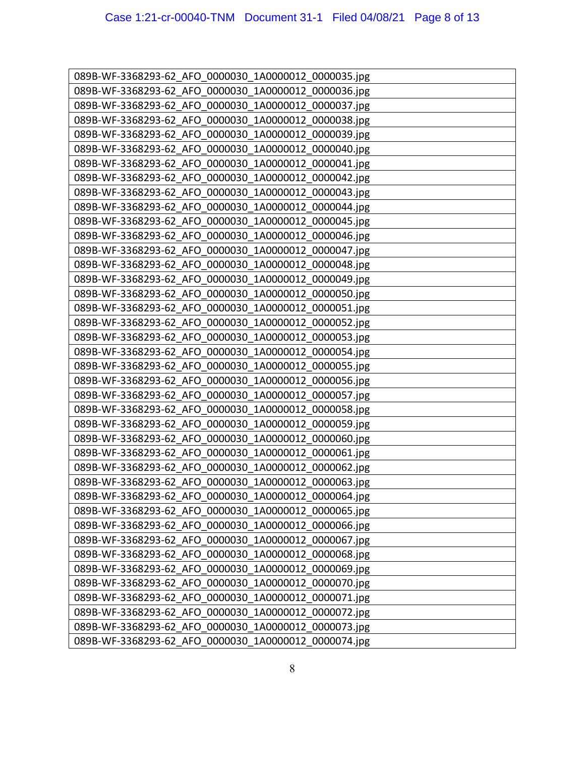| |
|---|
| 089B-WF-3368293-62_AFO_0000030_1A0000012_0000035.jpg |
| 089B-WF-3368293-62_AFO_0000030_1A0000012_0000036.jpg |
| 089B-WF-3368293-62_AFO_0000030_1A0000012_0000037.jpg |
| 089B-WF-3368293-62_AFO_0000030_1A0000012_0000038.jpg |
| 089B-WF-3368293-62_AFO_0000030_1A0000012_0000039.jpg |
| 089B-WF-3368293-62_AFO_0000030_1A0000012_0000040.jpg |
| 089B-WF-3368293-62_AFO_0000030_1A0000012_0000041.jpg |
| 089B-WF-3368293-62_AFO_0000030_1A0000012_0000042.jpg |
| 089B-WF-3368293-62_AFO_0000030_1A0000012_0000043.jpg |
| 089B-WF-3368293-62_AFO_0000030_1A0000012_0000044.jpg |
| 089B-WF-3368293-62_AFO_0000030_1A0000012_0000045.jpg |
| 089B-WF-3368293-62_AFO_0000030_1A0000012_0000046.jpg |
| 089B-WF-3368293-62_AFO_0000030_1A0000012_0000047.jpg |
| 089B-WF-3368293-62_AFO_0000030_1A0000012_0000048.jpg |
| 089B-WF-3368293-62_AFO_0000030_1A0000012_0000049.jpg |
| 089B-WF-3368293-62_AFO_0000030_1A0000012_0000050.jpg |
| 089B-WF-3368293-62_AFO_0000030_1A0000012_0000051.jpg |
| 089B-WF-3368293-62_AFO_0000030_1A0000012_0000052.jpg |
| 089B-WF-3368293-62_AFO_0000030_1A0000012_0000053.jpg |
| 089B-WF-3368293-62_AFO_0000030_1A0000012_0000054.jpg |
| 089B-WF-3368293-62_AFO_0000030_1A0000012_0000055.jpg |
| 089B-WF-3368293-62_AFO_0000030_1A0000012_0000056.jpg |
| 089B-WF-3368293-62_AFO_0000030_1A0000012_0000057.jpg |
| 089B-WF-3368293-62_AFO_0000030_1A0000012_0000058.jpg |
| 089B-WF-3368293-62_AFO_0000030_1A0000012_0000059.jpg |
| 089B-WF-3368293-62_AFO_0000030_1A0000012_0000060.jpg |
| 089B-WF-3368293-62_AFO_0000030_1A0000012_0000061.jpg |
| 089B-WF-3368293-62_AFO_0000030_1A0000012_0000062.jpg |
| 089B-WF-3368293-62_AFO_0000030_1A0000012_0000063.jpg |
| 089B-WF-3368293-62_AFO_0000030_1A0000012_0000064.jpg |
| 089B-WF-3368293-62_AFO_0000030_1A0000012_0000065.jpg |
| 089B-WF-3368293-62_AFO_0000030_1A0000012_0000066.jpg |
| 089B-WF-3368293-62_AFO_0000030_1A0000012_0000067.jpg |
| 089B-WF-3368293-62_AFO_0000030_1A0000012_0000068.jpg |
| 089B-WF-3368293-62_AFO_0000030_1A0000012_0000069.jpg |
| 089B-WF-3368293-62_AFO_0000030_1A0000012_0000070.jpg |
| 089B-WF-3368293-62_AFO_0000030_1A0000012_0000071.jpg |
| 089B-WF-3368293-62_AFO_0000030_1A0000012_0000072.jpg |
| 089B-WF-3368293-62_AFO_0000030_1A0000012_0000073.jpg |
| 089B-WF-3368293-62_AFO_0000030_1A0000012_0000074.jpg |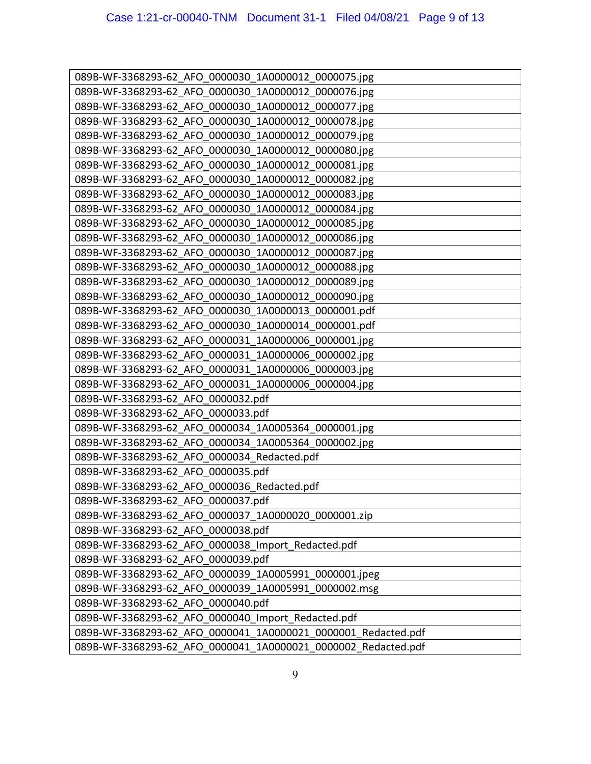| 089B-WF-3368293-62_AFO_0000030_1A0000012_0000075.jpg |
| --- |
| 089B-WF-3368293-62_AFO_0000030_1A0000012_0000076.jpg |
| 089B-WF-3368293-62_AFO_0000030_1A0000012_0000077.jpg |
| 089B-WF-3368293-62_AFO_0000030_1A0000012_0000078.jpg |
| 089B-WF-3368293-62_AFO_0000030_1A0000012_0000079.jpg |
| 089B-WF-3368293-62_AFO_0000030_1A0000012_0000080.jpg |
| 089B-WF-3368293-62_AFO_0000030_1A0000012_0000081.jpg |
| 089B-WF-3368293-62_AFO_0000030_1A0000012_0000082.jpg |
| 089B-WF-3368293-62_AFO_0000030_1A0000012_0000083.jpg |
| 089B-WF-3368293-62_AFO_0000030_1A0000012_0000084.jpg |
| 089B-WF-3368293-62_AFO_0000030_1A0000012_0000085.jpg |
| 089B-WF-3368293-62_AFO_0000030_1A0000012_0000086.jpg |
| 089B-WF-3368293-62_AFO_0000030_1A0000012_0000087.jpg |
| 089B-WF-3368293-62_AFO_0000030_1A0000012_0000088.jpg |
| 089B-WF-3368293-62_AFO_0000030_1A0000012_0000089.jpg |
| 089B-WF-3368293-62_AFO_0000030_1A0000012_0000090.jpg |
| 089B-WF-3368293-62_AFO_0000030_1A0000013_0000001.pdf |
| 089B-WF-3368293-62_AFO_0000030_1A0000014_0000001.pdf |
| 089B-WF-3368293-62_AFO_0000031_1A0000006_0000001.jpg |
| 089B-WF-3368293-62_AFO_0000031_1A0000006_0000002.jpg |
| 089B-WF-3368293-62_AFO_0000031_1A0000006_0000003.jpg |
| 089B-WF-3368293-62_AFO_0000031_1A0000006_0000004.jpg |
| 089B-WF-3368293-62_AFO_0000032.pdf |
| 089B-WF-3368293-62_AFO_0000033.pdf |
| 089B-WF-3368293-62_AFO_0000034_1A0005364_0000001.jpg |
| 089B-WF-3368293-62_AFO_0000034_1A0005364_0000002.jpg |
| 089B-WF-3368293-62_AFO_0000034_Redacted.pdf |
| 089B-WF-3368293-62_AFO_0000035.pdf |
| 089B-WF-3368293-62_AFO_0000036_Redacted.pdf |
| 089B-WF-3368293-62_AFO_0000037.pdf |
| 089B-WF-3368293-62_AFO_0000037_1A0000020_0000001.zip |
| 089B-WF-3368293-62_AFO_0000038.pdf |
| 089B-WF-3368293-62_AFO_0000038_Import_Redacted.pdf |
| 089B-WF-3368293-62_AFO_0000039.pdf |
| 089B-WF-3368293-62_AFO_0000039_1A0005991_0000001.jpeg |
| 089B-WF-3368293-62_AFO_0000039_1A0005991_0000002.msg |
| 089B-WF-3368293-62_AFO_0000040.pdf |
| 089B-WF-3368293-62_AFO_0000040_Import_Redacted.pdf |
| 089B-WF-3368293-62_AFO_0000041_1A0000021_0000001_Redacted.pdf |
| 089B-WF-3368293-62_AFO_0000041_1A0000021_0000002_Redacted.pdf |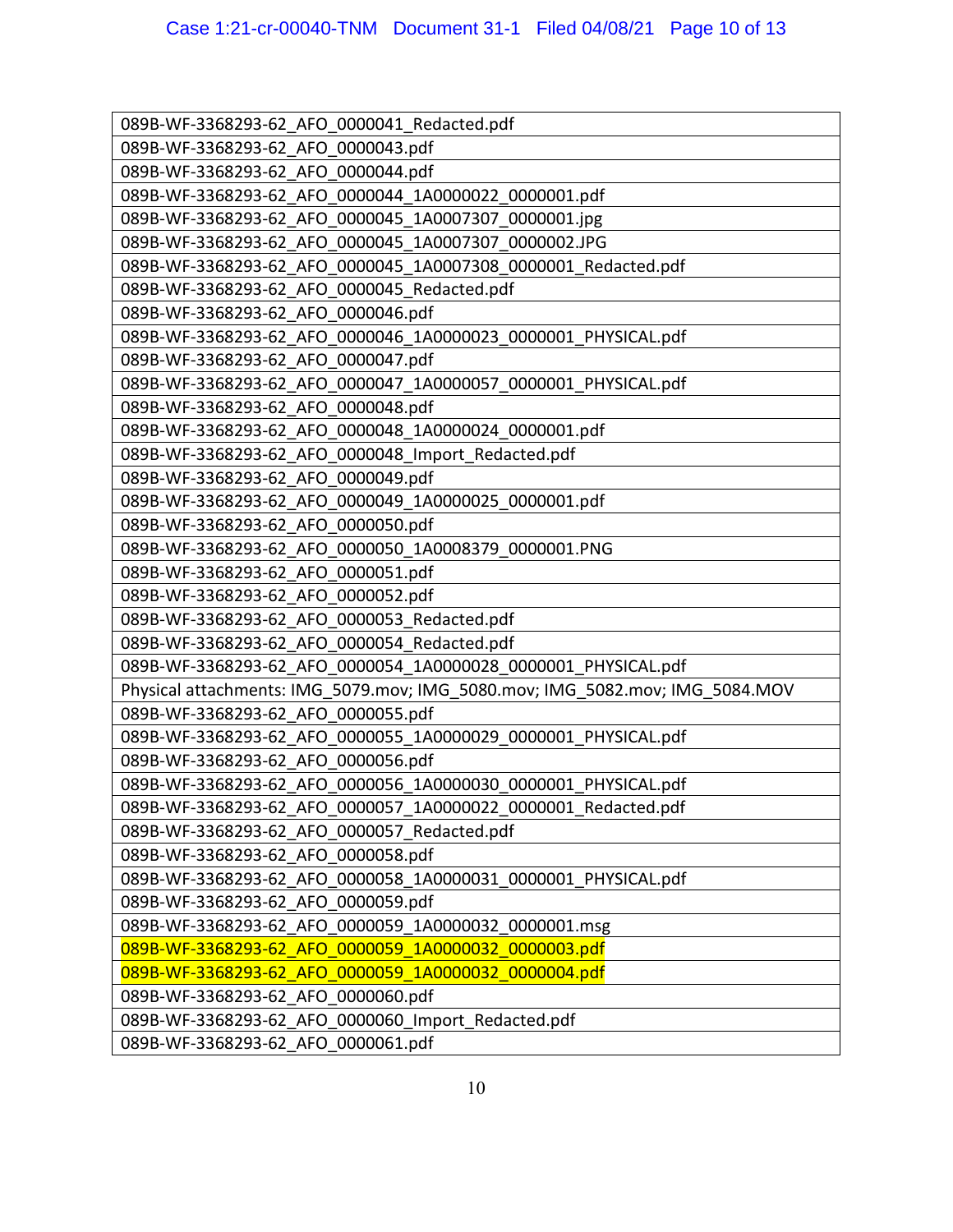| 089B-WF-3368293-62_AFO_0000041_Redacted.pdf |
| --- |
| 089B-WF-3368293-62_AFO_0000043.pdf |
| 089B-WF-3368293-62_AFO_0000044.pdf |
| 089B-WF-3368293-62_AFO_0000044_1A0000022_0000001.pdf |
| 089B-WF-3368293-62_AFO_0000045_1A0007307_0000001.jpg |
| 089B-WF-3368293-62_AFO_0000045_1A0007307_0000002.JPG |
| 089B-WF-3368293-62_AFO_0000045_1A0007308_0000001_Redacted.pdf |
| 089B-WF-3368293-62_AFO_0000045_Redacted.pdf |
| 089B-WF-3368293-62_AFO_0000046.pdf |
| 089B-WF-3368293-62_AFO_0000046_1A0000023_0000001_PHYSICAL.pdf |
| 089B-WF-3368293-62_AFO_0000047.pdf |
| 089B-WF-3368293-62_AFO_0000047_1A0000057_0000001_PHYSICAL.pdf |
| 089B-WF-3368293-62_AFO_0000048.pdf |
| 089B-WF-3368293-62_AFO_0000048_1A0000024_0000001.pdf |
| 089B-WF-3368293-62_AFO_0000048_Import_Redacted.pdf |
| 089B-WF-3368293-62_AFO_0000049.pdf |
| 089B-WF-3368293-62_AFO_0000049_1A0000025_0000001.pdf |
| 089B-WF-3368293-62_AFO_0000050.pdf |
| 089B-WF-3368293-62_AFO_0000050_1A0008379_0000001.PNG |
| 089B-WF-3368293-62_AFO_0000051.pdf |
| 089B-WF-3368293-62_AFO_0000052.pdf |
| 089B-WF-3368293-62_AFO_0000053_Redacted.pdf |
| 089B-WF-3368293-62_AFO_0000054_Redacted.pdf |
| 089B-WF-3368293-62_AFO_0000054_1A0000028_0000001_PHYSICAL.pdf |
| Physical attachments: IMG_5079.mov; IMG_5080.mov; IMG_5082.mov; IMG_5084.MOV |
| 089B-WF-3368293-62_AFO_0000055.pdf |
| 089B-WF-3368293-62_AFO_0000055_1A0000029_0000001_PHYSICAL.pdf |
| 089B-WF-3368293-62_AFO_0000056.pdf |
| 089B-WF-3368293-62_AFO_0000056_1A0000030_0000001_PHYSICAL.pdf |
| 089B-WF-3368293-62_AFO_0000057_1A0000022_0000001_Redacted.pdf |
| 089B-WF-3368293-62_AFO_0000057_Redacted.pdf |
| 089B-WF-3368293-62_AFO_0000058.pdf |
| 089B-WF-3368293-62_AFO_0000058_1A0000031_0000001_PHYSICAL.pdf |
| 089B-WF-3368293-62_AFO_0000059.pdf |
| 089B-WF-3368293-62_AFO_0000059_1A0000032_0000001.msg |
| 089B-WF-3368293-62_AFO_0000059_1A0000032_0000003.pdf |
| 089B-WF-3368293-62_AFO_0000059_1A0000032_0000004.pdf |
| 089B-WF-3368293-62_AFO_0000060.pdf |
| 089B-WF-3368293-62_AFO_0000060_Import_Redacted.pdf |
| 089B-WF-3368293-62_AFO_0000061.pdf |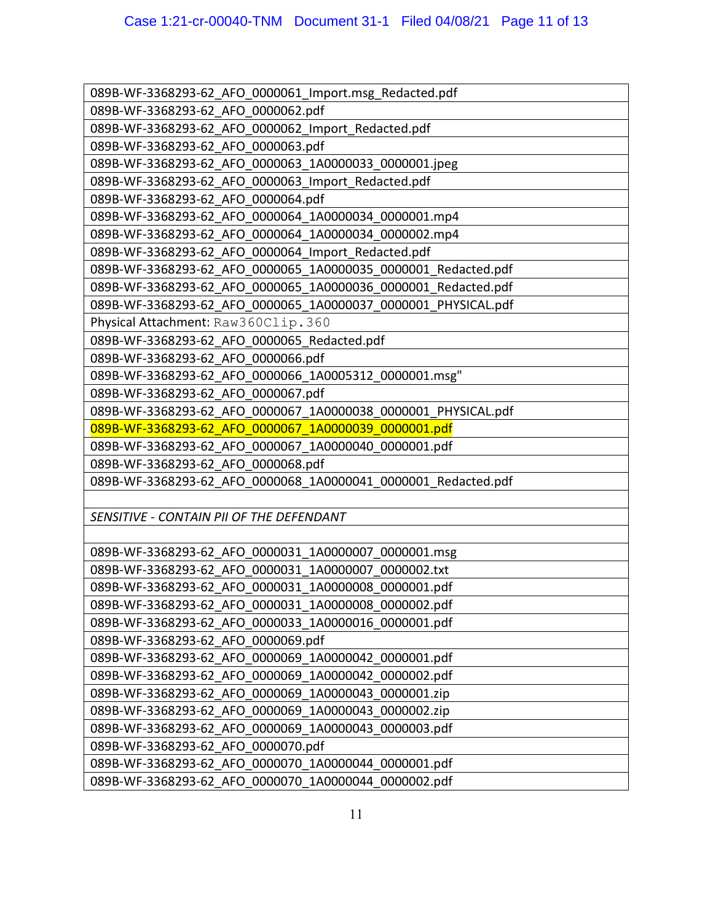| |
|---|
| 089B-WF-3368293-62_AFO_0000061_Import.msg_Redacted.pdf |
| 089B-WF-3368293-62_AFO_0000062.pdf |
| 089B-WF-3368293-62_AFO_0000062_Import_Redacted.pdf |
| 089B-WF-3368293-62_AFO_0000063.pdf |
| 089B-WF-3368293-62_AFO_0000063_1A0000033_0000001.jpeg |
| 089B-WF-3368293-62_AFO_0000063_Import_Redacted.pdf |
| 089B-WF-3368293-62_AFO_0000064.pdf |
| 089B-WF-3368293-62_AFO_0000064_1A0000034_0000001.mp4 |
| 089B-WF-3368293-62_AFO_0000064_1A0000034_0000002.mp4 |
| 089B-WF-3368293-62_AFO_0000064_Import_Redacted.pdf |
| 089B-WF-3368293-62_AFO_0000065_1A0000035_0000001_Redacted.pdf |
| 089B-WF-3368293-62_AFO_0000065_1A0000036_0000001_Redacted.pdf |
| 089B-WF-3368293-62_AFO_0000065_1A0000037_0000001_PHYSICAL.pdf |
| Physical Attachment: Raw360Clip.360 |
| 089B-WF-3368293-62_AFO_0000065_Redacted.pdf |
| 089B-WF-3368293-62_AFO_0000066.pdf |
| 089B-WF-3368293-62_AFO_0000066_1A0005312_0000001.msg" |
| 089B-WF-3368293-62_AFO_0000067.pdf |
| 089B-WF-3368293-62_AFO_0000067_1A0000038_0000001_PHYSICAL.pdf |
| 089B-WF-3368293-62_AFO_0000067_1A0000039_0000001.pdf |
| 089B-WF-3368293-62_AFO_0000067_1A0000040_0000001.pdf |
| 089B-WF-3368293-62_AFO_0000068.pdf |
| 089B-WF-3368293-62_AFO_0000068_1A0000041_0000001_Redacted.pdf |
| |
| *SENSITIVE - CONTAIN PII OF THE DEFENDANT* |
| |
| 089B-WF-3368293-62_AFO_0000031_1A0000007_0000001.msg |
| 089B-WF-3368293-62_AFO_0000031_1A0000007_0000002.txt |
| 089B-WF-3368293-62_AFO_0000031_1A0000008_0000001.pdf |
| 089B-WF-3368293-62_AFO_0000031_1A0000008_0000002.pdf |
| 089B-WF-3368293-62_AFO_0000033_1A0000016_0000001.pdf |
| 089B-WF-3368293-62_AFO_0000069.pdf |
| 089B-WF-3368293-62_AFO_0000069_1A0000042_0000001.pdf |
| 089B-WF-3368293-62_AFO_0000069_1A0000042_0000002.pdf |
| 089B-WF-3368293-62_AFO_0000069_1A0000043_0000001.zip |
| 089B-WF-3368293-62_AFO_0000069_1A0000043_0000002.zip |
| 089B-WF-3368293-62_AFO_0000069_1A0000043_0000003.pdf |
| 089B-WF-3368293-62_AFO_0000070.pdf |
| 089B-WF-3368293-62_AFO_0000070_1A0000044_0000001.pdf |
| 089B-WF-3368293-62_AFO_0000070_1A0000044_0000002.pdf |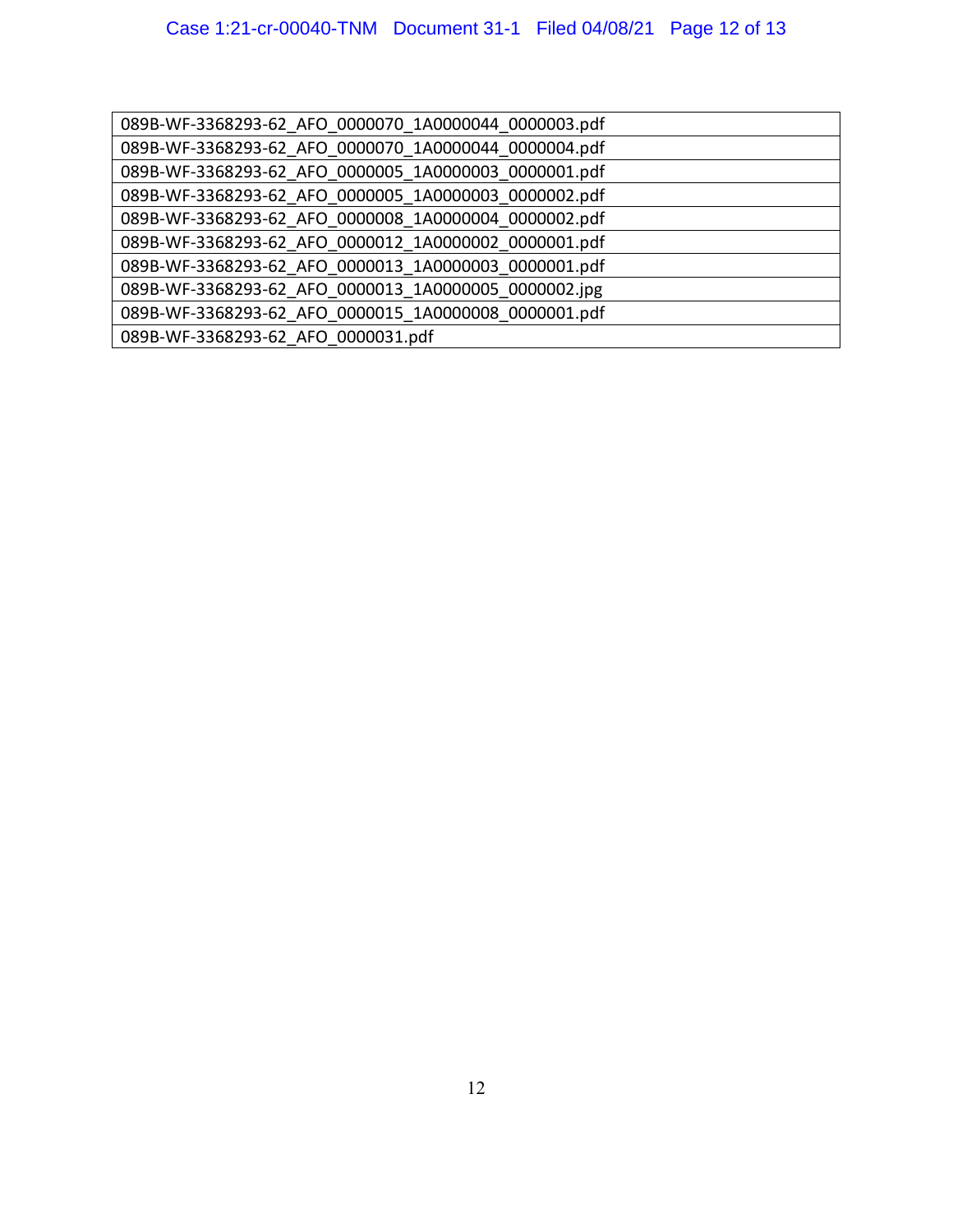| |
|---|
| 089B-WF-3368293-62_AFO_0000070_1A0000044_0000003.pdf |
| 089B-WF-3368293-62_AFO_0000070_1A0000044_0000004.pdf |
| 089B-WF-3368293-62_AFO_0000005_1A0000003_0000001.pdf |
| 089B-WF-3368293-62_AFO_0000005_1A0000003_0000002.pdf |
| 089B-WF-3368293-62_AFO_0000008_1A0000004_0000002.pdf |
| 089B-WF-3368293-62_AFO_0000012_1A0000002_0000001.pdf |
| 089B-WF-3368293-62_AFO_0000013_1A0000003_0000001.pdf |
| 089B-WF-3368293-62_AFO_0000013_1A0000005_0000002.jpg |
| 089B-WF-3368293-62_AFO_0000015_1A0000008_0000001.pdf |
| 089B-WF-3368293-62_AFO_0000031.pdf |